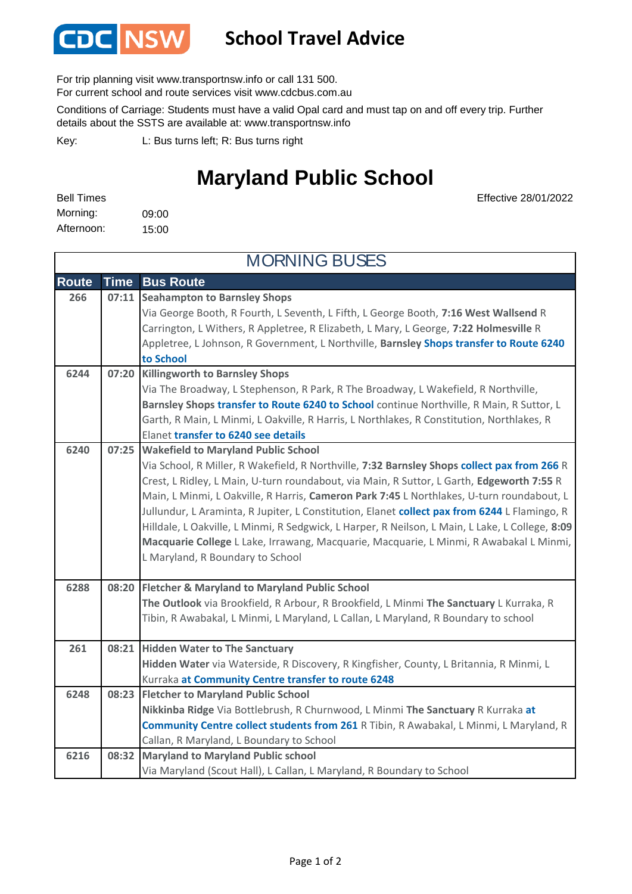CDC NSW

# School Travel Advice

For trip planning visit www.transportnsw.info or call 131 500.
For current school and route services visit www.cdcbus.com.au

Conditions of Carriage: Students must have a valid Opal card and must tap on and off every trip. Further details about the SSTS are available at: www.transportnsw.info

Key: L: Bus turns left; R: Bus turns right

## Maryland Public School

Effective 28/01/2022

Bell Times
Morning: 09:00
Afternoon: 15:00

### MORNING BUSES

| Route | Time | Bus Route |
|---|---|---|
| 266 | 07:11 | **Seahampton to Barnsley Shops**<br>Via George Booth, R Fourth, L Seventh, L Fifth, L George Booth, **7:16 West Wallsend** R Carrington, L Withers, R Appletree, R Elizabeth, L Mary, L George, **7:22 Holmesville** R Appletree, L Johnson, R Government, L Northville, **Barnsley Shops transfer to Route 6240 to School** |
| 6244 | 07:20 | **Killingworth to Barnsley Shops**<br>Via The Broadway, L Stephenson, R Park, R The Broadway, L Wakefield, R Northville, **Barnsley Shops transfer to Route 6240 to School** continue Northville, R Main, R Suttor, L Garth, R Main, L Minmi, L Oakville, R Harris, L Northlakes, R Constitution, Northlakes, R Elanet **transfer to 6240 see details** |
| 6240 | 07:25 | **Wakefield to Maryland Public School**<br>Via School, R Miller, R Wakefield, R Northville, **7:32 Barnsley Shops collect pax from 266** R Crest, L Ridley, L Main, U-turn roundabout, via Main, R Suttor, L Garth, **Edgeworth 7:55** R Main, L Minmi, L Oakville, R Harris, **Cameron Park 7:45** L Northlakes, U-turn roundabout, L Jullundur, L Araminta, R Jupiter, L Constitution, Elanet **collect pax from 6244** L Flamingo, R Hilldale, L Oakville, L Minmi, R Sedgwick, L Harper, R Neilson, L Main, L Lake, L College, **8:09 Macquarie College** L Lake, Irrawang, Macquarie, Macquarie, L Minmi, R Awabakal L Minmi, L Maryland, R Boundary to School |
| 6288 | 08:20 | **Fletcher & Maryland to Maryland Public School**<br>**The Outlook** via Brookfield, R Arbour, R Brookfield, L Minmi **The Sanctuary** L Kurraka, R Tibin, R Awabakal, L Minmi, L Maryland, L Callan, L Maryland, R Boundary to school |
| 261 | 08:21 | **Hidden Water to The Sanctuary**<br>**Hidden Water** via Waterside, R Discovery, R Kingfisher, County, L Britannia, R Minmi, L Kurraka **at Community Centre transfer to route 6248** |
| 6248 | 08:23 | **Fletcher to Maryland Public School**<br>**Nikkinba Ridge** Via Bottlebrush, R Churnwood, L Minmi **The Sanctuary** R Kurraka **at Community Centre collect students from 261** R Tibin, R Awabakal, L Minmi, L Maryland, R Callan, R Maryland, L Boundary to School |
| 6216 | 08:32 | **Maryland to Maryland Public school**<br>Via Maryland (Scout Hall), L Callan, L Maryland, R Boundary to School |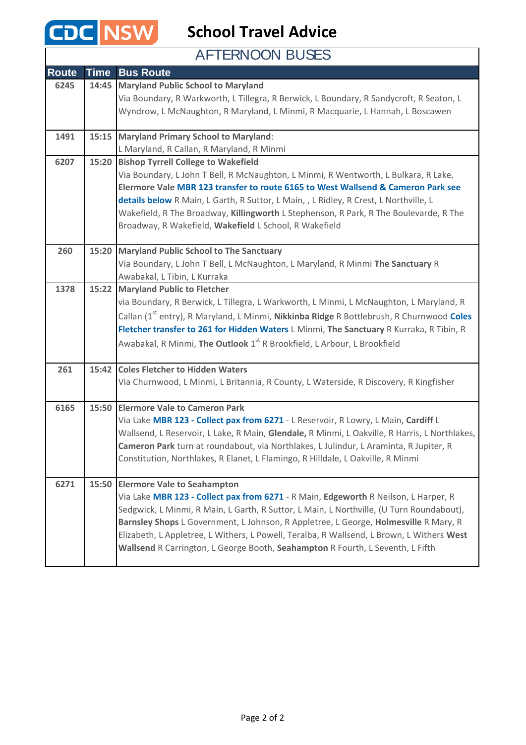CDC NSW

# School Travel Advice

## AFTERNOON BUSES

| Route | Time | Bus Route |
|---|---|---|
| 6245 | 14:45 | **Maryland Public School to Maryland** Via Boundary, R Warkworth, L Tillegra, R Berwick, L Boundary, R Sandycroft, R Seaton, L Wyndrow, L McNaughton, R Maryland, L Minmi, R Macquarie, L Hannah, L Boscawen |
| 1491 | 15:15 | **Maryland Primary School to Maryland**: L Maryland, R Callan, R Maryland, R Minmi |
| 6207 | 15:20 | **Bishop Tyrrell College to Wakefield** Via Boundary, L John T Bell, R McNaughton, L Minmi, R Wentworth, L Bulkara, R Lake, **Elermore Vale MBR 123 transfer to route 6165 to West Wallsend & Cameron Park see details below** R Main, L Garth, R Suttor, L Main, , L Ridley, R Crest, L Northville, L Wakefield, R The Broadway, **Killingworth** L Stephenson, R Park, R The Boulevarde, R The Broadway, R Wakefield, **Wakefield** L School, R Wakefield |
| 260 | 15:20 | **Maryland Public School to The Sanctuary** Via Boundary, L John T Bell, L McNaughton, L Maryland, R Minmi **The Sanctuary** R Awabakal, L Tibin, L Kurraka |
| 1378 | 15:22 | **Maryland Public to Fletcher** via Boundary, R Berwick, L Tillegra, L Warkworth, L Minmi, L McNaughton, L Maryland, R Callan (1st entry), R Maryland, L Minmi, **Nikkinba Ridge** R Bottlebrush, R Churnwood **Coles Fletcher transfer to 261 for Hidden Waters** L Minmi, **The Sanctuary** R Kurraka, R Tibin, R Awabakal, R Minmi, **The Outlook** 1st R Brookfield, L Arbour, L Brookfield |
| 261 | 15:42 | **Coles Fletcher to Hidden Waters** Via Churnwood, L Minmi, L Britannia, R County, L Waterside, R Discovery, R Kingfisher |
| 6165 | 15:50 | **Elermore Vale to Cameron Park** Via Lake **MBR 123 - Collect pax from 6271** - L Reservoir, R Lowry, L Main, **Cardiff** L Wallsend, L Reservoir, L Lake, R Main, **Glendale,** R Minmi, L Oakville, R Harris, L Northlakes, **Cameron Park** turn at roundabout, via Northlakes, L Julindur, L Araminta, R Jupiter, R Constitution, Northlakes, R Elanet, L Flamingo, R Hilldale, L Oakville, R Minmi |
| 6271 | 15:50 | **Elermore Vale to Seahampton** Via Lake **MBR 123 - Collect pax from 6271** - R Main, **Edgeworth** R Neilson, L Harper, R Sedgwick, L Minmi, R Main, L Garth, R Suttor, L Main, L Northville, (U Turn Roundabout), **Barnsley Shops** L Government, L Johnson, R Appletree, L George, **Holmesville** R Mary, R Elizabeth, L Appletree, L Withers, L Powell, Teralba, R Wallsend, L Brown, L Withers **West Wallsend** R Carrington, L George Booth, **Seahampton** R Fourth, L Seventh, L Fifth |